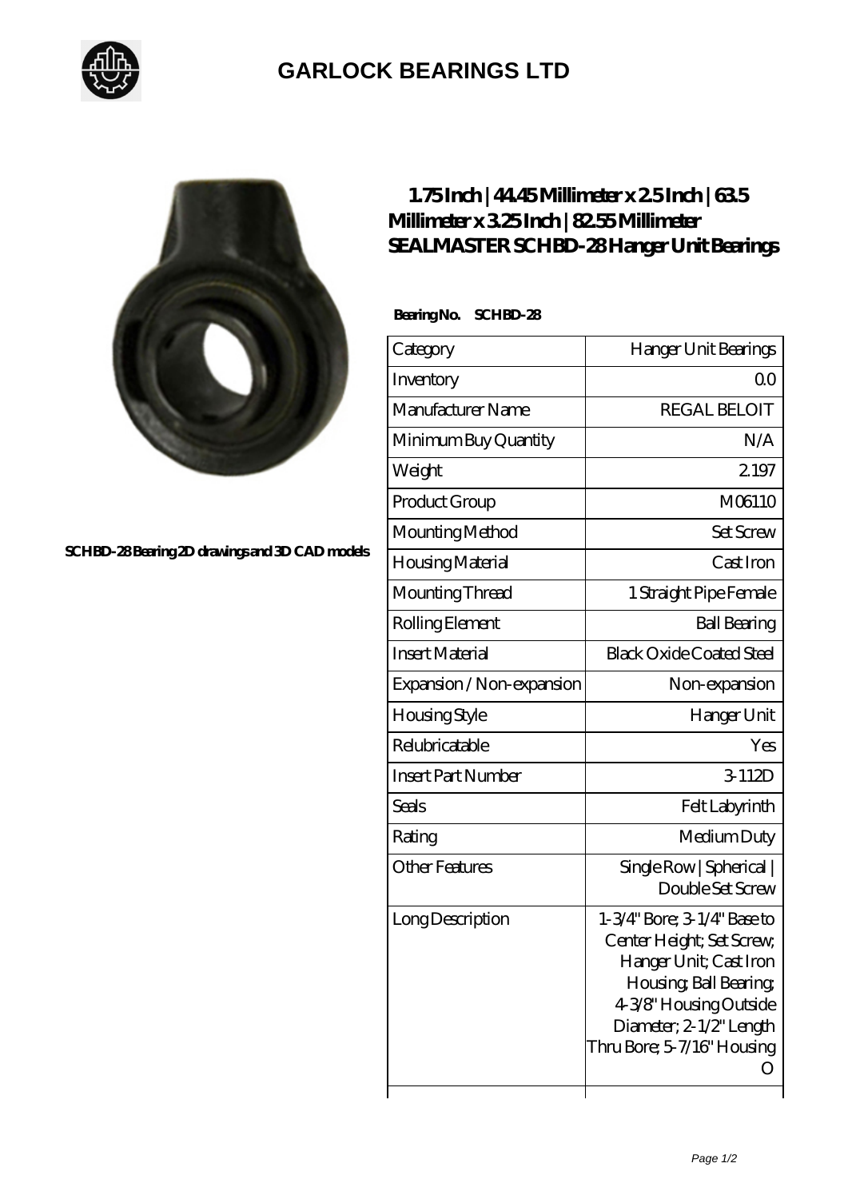# GARLOCK BEARINGS LTD

SCHBD-28 Bearing 2D drawings and 3D CAD models

## 1.75 Inch | 44.45 Millimeter x 2.5 Inch | 63.5 Millimeter x 3.25 Inch | 82.55 Millimeter SEALMASTER SCHBD-28 Hanger Unit Bearings

**Bearing No. SCHBD-28**

| Category | Hanger Unit Bearings |
|---|---|
| Inventory | 0.0 |
| Manufacturer Name | REGAL BELOIT |
| Minimum Buy Quantity | N/A |
| Weight | 2.197 |
| Product Group | M06110 |
| Mounting Method | Set Screw |
| Housing Material | Cast Iron |
| Mounting Thread | 1 Straight Pipe Female |
| Rolling Element | Ball Bearing |
| Insert Material | Black Oxide Coated Steel |
| Expansion / Non-expansion | Non-expansion |
| Housing Style | Hanger Unit |
| Relubricatable | Yes |
| Insert Part Number | 3-112D |
| Seals | Felt Labyrinth |
| Rating | Medium Duty |
| Other Features | Single Row \| Spherical \| Double Set Screw |
| Long Description | 1-3/4" Bore; 3-1/4" Base to Center Height; Set Screw; Hanger Unit; Cast Iron Housing; Ball Bearing; 4-3/8" Housing Outside Diameter; 2-1/2" Length Thru Bore; 5-7/16" Housing O |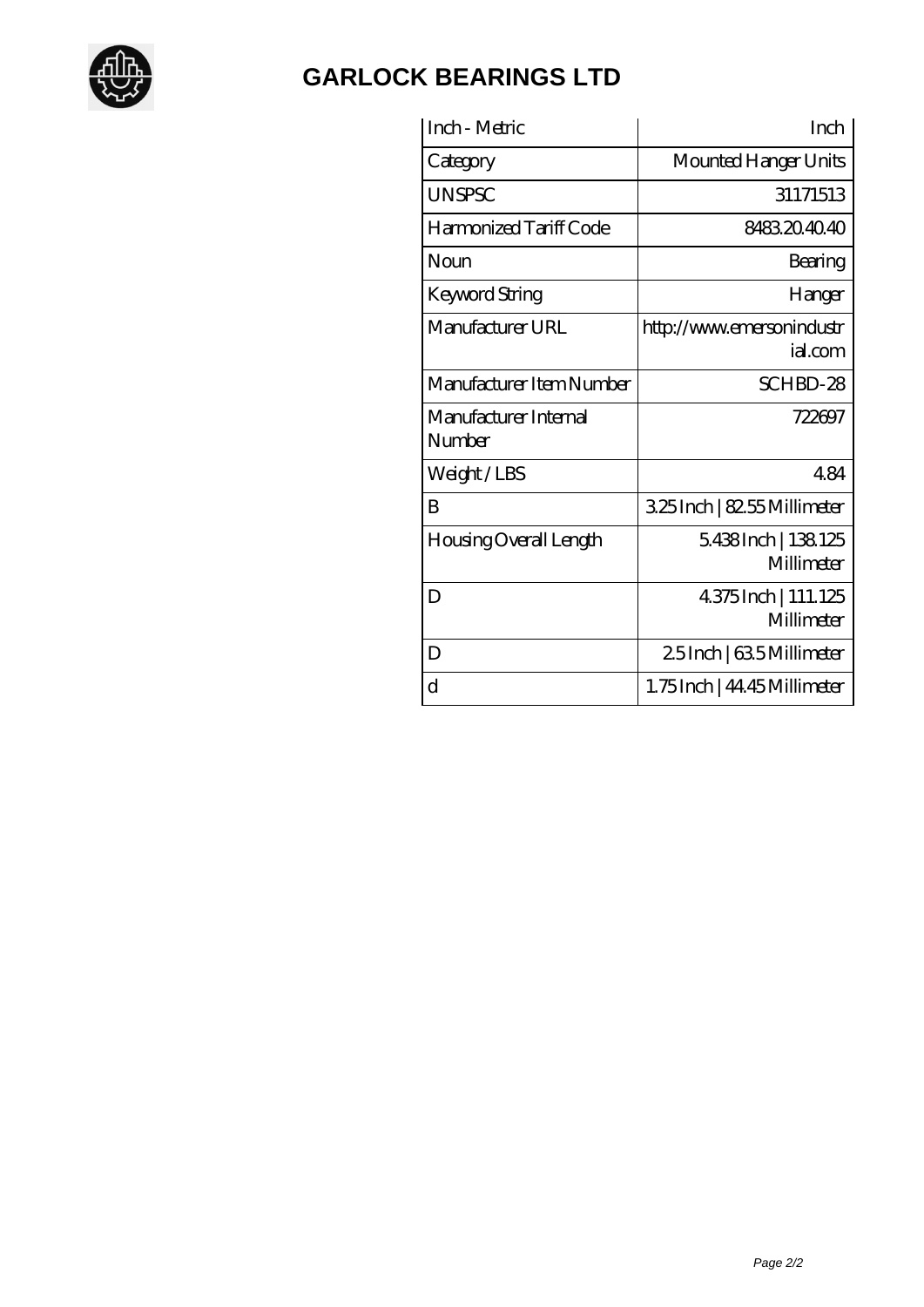## GARLOCK BEARINGS LTD

| | |
|---|---|
| Inch - Metric | Inch |
| Category | Mounted Hanger Units |
| UNSPSC | 31171513 |
| Harmonized Tariff Code | 8483.20.40.40 |
| Noun | Bearing |
| Keyword String | Hanger |
| Manufacturer URL | http://www.emersonindustrial.com |
| Manufacturer Item Number | SCHBD-28 |
| Manufacturer Internal Number | 722697 |
| Weight / LBS | 4.84 |
| B | 3.25 Inch \| 82.55 Millimeter |
| Housing Overall Length | 5.438 Inch \| 138.125 Millimeter |
| D | 4.375 Inch \| 111.125 Millimeter |
| D | 2.5 Inch \| 63.5 Millimeter |
| d | 1.75 Inch \| 44.45 Millimeter |